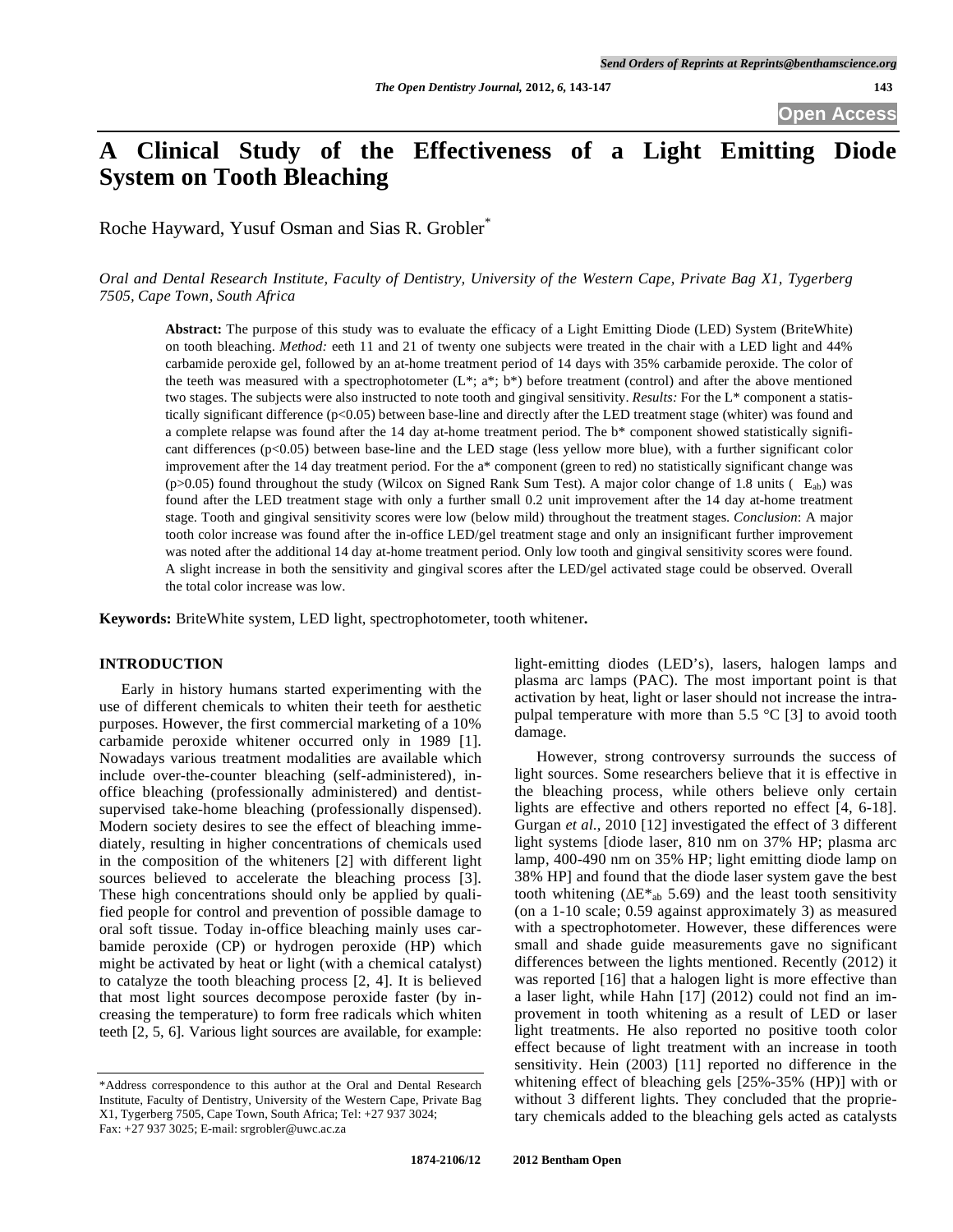# A Clinical Study of the Effectiveness of a Light Emitting Diode System on Tooth Bleaching

Roche Hayward, Yusuf Osman and Sias R. Grobler*

*Oral and Dental Research Institute, Faculty of Dentistry, University of the Western Cape, Private Bag X1, Tygerberg 7505, Cape Town, South Africa*

**Abstract:** The purpose of this study was to evaluate the efficacy of a Light Emitting Diode (LED) System (BriteWhite) on tooth bleaching. *Method:* eeth 11 and 21 of twenty one subjects were treated in the chair with a LED light and 44% carbamide peroxide gel, followed by an at-home treatment period of 14 days with 35% carbamide peroxide. The color of the teeth was measured with a spectrophotometer (L*; a*; b*) before treatment (control) and after the above mentioned two stages. The subjects were also instructed to note tooth and gingival sensitivity. *Results:* For the L* component a statistically significant difference ($p<0.05$) between base-line and directly after the LED treatment stage (whiter) was found and a complete relapse was found after the 14 day at-home treatment period. The b* component showed statistically significant differences ($p<0.05$) between base-line and the LED stage (less yellow more blue), with a further significant color improvement after the 14 day treatment period. For the a* component (green to red) no statistically significant change was ($p>0.05$) found throughout the study (Wilcox on Signed Rank Sum Test). A major color change of 1.8 units ($\Delta E^*_{ab}$) was found after the LED treatment stage with only a further small 0.2 unit improvement after the 14 day at-home treatment stage. Tooth and gingival sensitivity scores were low (below mild) throughout the treatment stages. *Conclusion*: A major tooth color increase was found after the in-office LED/gel treatment stage and only an insignificant further improvement was noted after the additional 14 day at-home treatment period. Only low tooth and gingival sensitivity scores were found. A slight increase in both the sensitivity and gingival scores after the LED/gel activated stage could be observed. Overall the total color increase was low.

**Keywords:** BriteWhite system, LED light, spectrophotometer, tooth whitener**.**

## INTRODUCTION

Early in history humans started experimenting with the use of different chemicals to whiten their teeth for aesthetic purposes. However, the first commercial marketing of a 10% carbamide peroxide whitener occurred only in 1989 [1]. Nowadays various treatment modalities are available which include over-the-counter bleaching (self-administered), in-office bleaching (professionally administered) and dentist-supervised take-home bleaching (professionally dispensed). Modern society desires to see the effect of bleaching immediately, resulting in higher concentrations of chemicals used in the composition of the whiteners [2] with different light sources believed to accelerate the bleaching process [3]. These high concentrations should only be applied by qualified people for control and prevention of possible damage to oral soft tissue. Today in-office bleaching mainly uses carbamide peroxide (CP) or hydrogen peroxide (HP) which might be activated by heat or light (with a chemical catalyst) to catalyze the tooth bleaching process [2, 4]. It is believed that most light sources decompose peroxide faster (by increasing the temperature) to form free radicals which whiten teeth [2, 5, 6]. Various light sources are available, for example: light-emitting diodes (LED's), lasers, halogen lamps and plasma arc lamps (PAC). The most important point is that activation by heat, light or laser should not increase the intrapulpal temperature with more than 5.5 °C [3] to avoid tooth damage.

However, strong controversy surrounds the success of light sources. Some researchers believe that it is effective in the bleaching process, while others believe only certain lights are effective and others reported no effect [4, 6-18]. Gurgan *et al.*, 2010 [12] investigated the effect of 3 different light systems [diode laser, 810 nm on 37% HP; plasma arc lamp, 400-490 nm on 35% HP; light emitting diode lamp on 38% HP] and found that the diode laser system gave the best tooth whitening ($\Delta E^*_{ab}$ 5.69) and the least tooth sensitivity (on a 1-10 scale; 0.59 against approximately 3) as measured with a spectrophotometer. However, these differences were small and shade guide measurements gave no significant differences between the lights mentioned. Recently (2012) it was reported [16] that a halogen light is more effective than a laser light, while Hahn [17] (2012) could not find an improvement in tooth whitening as a result of LED or laser light treatments. He also reported no positive tooth color effect because of light treatment with an increase in tooth sensitivity. Hein (2003) [11] reported no difference in the whitening effect of bleaching gels [25%-35% (HP)] with or without 3 different lights. They concluded that the proprietary chemicals added to the bleaching gels acted as catalysts

\*Address correspondence to this author at the Oral and Dental Research Institute, Faculty of Dentistry, University of the Western Cape, Private Bag X1, Tygerberg 7505, Cape Town, South Africa; Tel: +27 937 3024; Fax: +27 937 3025; E-mail: srgrobler@uwc.ac.za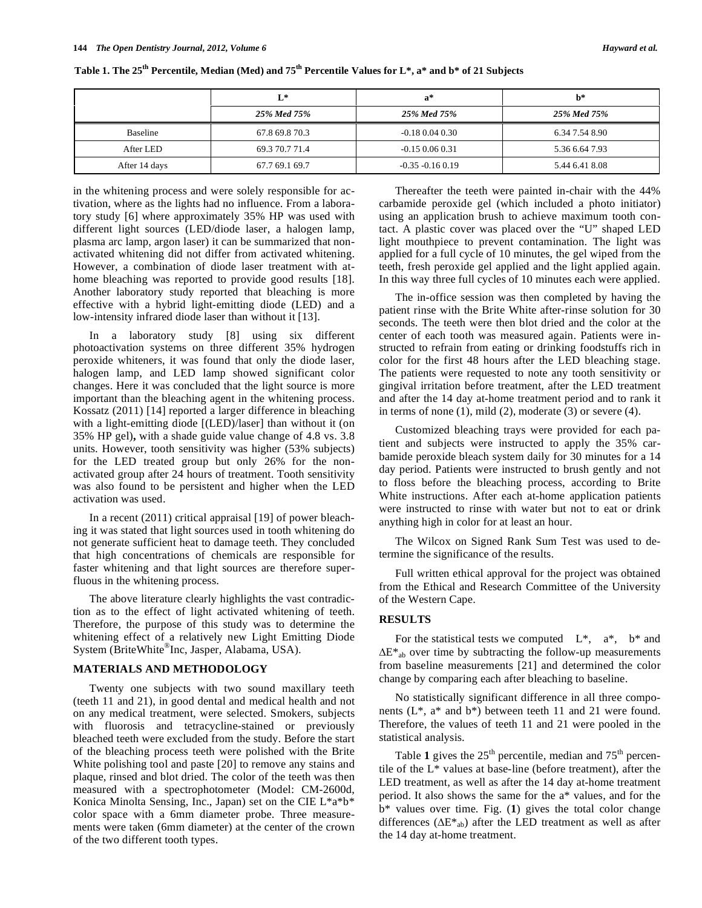**Table 1. The 25[th] Percentile, Median (Med) and 75[th] Percentile Values for L*, a* and b* of 21 Subjects**

| | L* | | | a* | | | b* | | |
|---|---|---|---|---|---|---|---|---|---|
| | *25%* | *Med* | *75%* | *25%* | *Med* | *75%* | *25%* | *Med* | *75%* |
| Baseline | 67.8 | 69.8 | 70.3 | -0.18 | 0.04 | 0.30 | 6.34 | 7.54 | 8.90 |
| After LED | 69.3 | 70.7 | 71.4 | -0.15 | 0.06 | 0.31 | 5.36 | 6.64 | 7.93 |
| After 14 days | 67.7 | 69.1 | 69.7 | -0.35 | -0.16 | 0.19 | 5.44 | 6.41 | 8.08 |

in the whitening process and were solely responsible for activation, where as the lights had no influence. From a laboratory study [6] where approximately 35% HP was used with different light sources (LED/diode laser, a halogen lamp, plasma arc lamp, argon laser) it can be summarized that non-activated whitening did not differ from activated whitening. However, a combination of diode laser treatment with at-home bleaching was reported to provide good results [18]. Another laboratory study reported that bleaching is more effective with a hybrid light-emitting diode (LED) and a low-intensity infrared diode laser than without it [13].

In a laboratory study [8] using six different photoactivation systems on three different 35% hydrogen peroxide whiteners, it was found that only the diode laser, halogen lamp, and LED lamp showed significant color changes. Here it was concluded that the light source is more important than the bleaching agent in the whitening process. Kossatz (2011) [14] reported a larger difference in bleaching with a light-emitting diode [(LED)/laser] than without it (on 35% HP gel**),** with a shade guide value change of 4.8 vs. 3.8 units. However, tooth sensitivity was higher (53% subjects) for the LED treated group but only 26% for the non-activated group after 24 hours of treatment. Tooth sensitivity was also found to be persistent and higher when the LED activation was used.

In a recent (2011) critical appraisal [19] of power bleaching it was stated that light sources used in tooth whitening do not generate sufficient heat to damage teeth. They concluded that high concentrations of chemicals are responsible for faster whitening and that light sources are therefore superfluous in the whitening process.

The above literature clearly highlights the vast contradiction as to the effect of light activated whitening of teeth. Therefore, the purpose of this study was to determine the whitening effect of a relatively new Light Emitting Diode System (BriteWhite®Inc, Jasper, Alabama, USA).

## MATERIALS AND METHODOLOGY

Twenty one subjects with two sound maxillary teeth (teeth 11 and 21), in good dental and medical health and not on any medical treatment, were selected. Smokers, subjects with fluorosis and tetracycline-stained or previously bleached teeth were excluded from the study. Before the start of the bleaching process teeth were polished with the Brite White polishing tool and paste [20] to remove any stains and plaque, rinsed and blot dried. The color of the teeth was then measured with a spectrophotometer (Model: CM-2600d, Konica Minolta Sensing, Inc., Japan) set on the CIE L*a*b* color space with a 6mm diameter probe. Three measurements were taken (6mm diameter) at the center of the crown of the two different tooth types.

Thereafter the teeth were painted in-chair with the 44% carbamide peroxide gel (which included a photo initiator) using an application brush to achieve maximum tooth contact. A plastic cover was placed over the "U" shaped LED light mouthpiece to prevent contamination. The light was applied for a full cycle of 10 minutes, the gel wiped from the teeth, fresh peroxide gel applied and the light applied again. In this way three full cycles of 10 minutes each were applied.

The in-office session was then completed by having the patient rinse with the Brite White after-rinse solution for 30 seconds. The teeth were then blot dried and the color at the center of each tooth was measured again. Patients were instructed to refrain from eating or drinking foodstuffs rich in color for the first 48 hours after the LED bleaching stage. The patients were requested to note any tooth sensitivity or gingival irritation before treatment, after the LED treatment and after the 14 day at-home treatment period and to rank it in terms of none (1), mild (2), moderate (3) or severe (4).

Customized bleaching trays were provided for each patient and subjects were instructed to apply the 35% carbamide peroxide bleach system daily for 30 minutes for a 14 day period. Patients were instructed to brush gently and not to floss before the bleaching process, according to Brite White instructions. After each at-home application patients were instructed to rinse with water but not to eat or drink anything high in color for at least an hour.

The Wilcox on Signed Rank Sum Test was used to determine the significance of the results.

Full written ethical approval for the project was obtained from the Ethical and Research Committee of the University of the Western Cape.

## RESULTS

For the statistical tests we computed L*, a*, b* and $\Delta E^*_{ab}$ over time by subtracting the follow-up measurements from baseline measurements [21] and determined the color change by comparing each after bleaching to baseline.

No statistically significant difference in all three components (L*, a* and b*) between teeth 11 and 21 were found. Therefore, the values of teeth 11 and 21 were pooled in the statistical analysis.

Table **1** gives the 25[th] percentile, median and 75[th] percentile of the L* values at base-line (before treatment), after the LED treatment, as well as after the 14 day at-home treatment period. It also shows the same for the a* values, and for the b* values over time. Fig. (**1**) gives the total color change differences ($\Delta E^*_{ab}$) after the LED treatment as well as after the 14 day at-home treatment.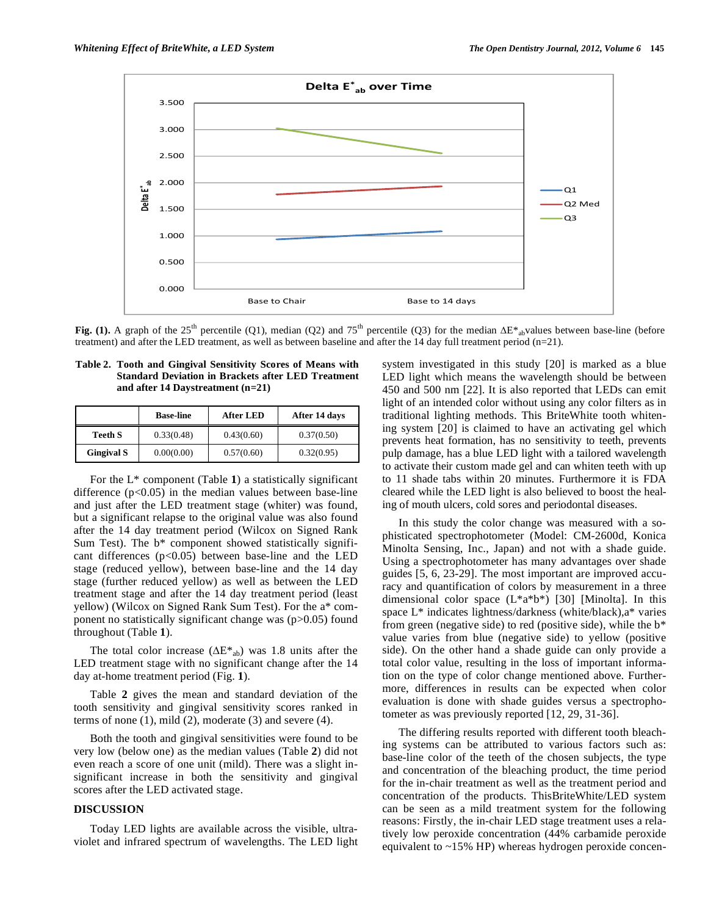**Fig. (1).** A graph of the 25th percentile (Q1), median (Q2) and 75th percentile (Q3) for the median $\Delta E^*_{ab}$ values between base-line (before treatment) and after the LED treatment, as well as between baseline and after the 14 day full treatment period (n=21).

**Table 2. Tooth and Gingival Sensitivity Scores of Means with Standard Deviation in Brackets after LED Treatment and after 14 Daystreatment (n=21)**

| | Base-line | After LED | After 14 days |
|---|---|---|---|
| **Teeth S** | 0.33(0.48) | 0.43(0.60) | 0.37(0.50) |
| **Gingival S** | 0.00(0.00) | 0.57(0.60) | 0.32(0.95) |

For the L* component (Table **1**) a statistically significant difference ($p<0.05$) in the median values between base-line and just after the LED treatment stage (whiter) was found, but a significant relapse to the original value was also found after the 14 day treatment period (Wilcox on Signed Rank Sum Test). The b* component showed statistically significant differences ($p<0.05$) between base-line and the LED stage (reduced yellow), between base-line and the 14 day stage (further reduced yellow) as well as between the LED treatment stage and after the 14 day treatment period (least yellow) (Wilcox on Signed Rank Sum Test). For the a* component no statistically significant change was ($p>0.05$) found throughout (Table **1**).

The total color increase ($\Delta E^*_{ab}$) was 1.8 units after the LED treatment stage with no significant change after the 14 day at-home treatment period (Fig. **1**).

Table **2** gives the mean and standard deviation of the tooth sensitivity and gingival sensitivity scores ranked in terms of none (1), mild (2), moderate (3) and severe (4).

Both the tooth and gingival sensitivities were found to be very low (below one) as the median values (Table **2**) did not even reach a score of one unit (mild). There was a slight insignificant increase in both the sensitivity and gingival scores after the LED activated stage.

## DISCUSSION

Today LED lights are available across the visible, ultraviolet and infrared spectrum of wavelengths. The LED light system investigated in this study [20] is marked as a blue LED light which means the wavelength should be between 450 and 500 nm [22]. It is also reported that LEDs can emit light of an intended color without using any color filters as in traditional lighting methods. This BriteWhite tooth whitening system [20] is claimed to have an activating gel which prevents heat formation, has no sensitivity to teeth, prevents pulp damage, has a blue LED light with a tailored wavelength to activate their custom made gel and can whiten teeth with up to 11 shade tabs within 20 minutes. Furthermore it is FDA cleared while the LED light is also believed to boost the healing of mouth ulcers, cold sores and periodontal diseases.

In this study the color change was measured with a sophisticated spectrophotometer (Model: CM-2600d, Konica Minolta Sensing, Inc., Japan) and not with a shade guide. Using a spectrophotometer has many advantages over shade guides [5, 6, 23-29]. The most important are improved accuracy and quantification of colors by measurement in a three dimensional color space (L*a*b*) [30] [Minolta]. In this space L* indicates lightness/darkness (white/black),a* varies from green (negative side) to red (positive side), while the b* value varies from blue (negative side) to yellow (positive side). On the other hand a shade guide can only provide a total color value, resulting in the loss of important information on the type of color change mentioned above. Furthermore, differences in results can be expected when color evaluation is done with shade guides versus a spectrophotometer as was previously reported [12, 29, 31-36].

The differing results reported with different tooth bleaching systems can be attributed to various factors such as: base-line color of the teeth of the chosen subjects, the type and concentration of the bleaching product, the time period for the in-chair treatment as well as the treatment period and concentration of the products. ThisBriteWhite/LED system can be seen as a mild treatment system for the following reasons: Firstly, the in-chair LED stage treatment uses a relatively low peroxide concentration (44% carbamide peroxide equivalent to ~15% HP) whereas hydrogen peroxide concen-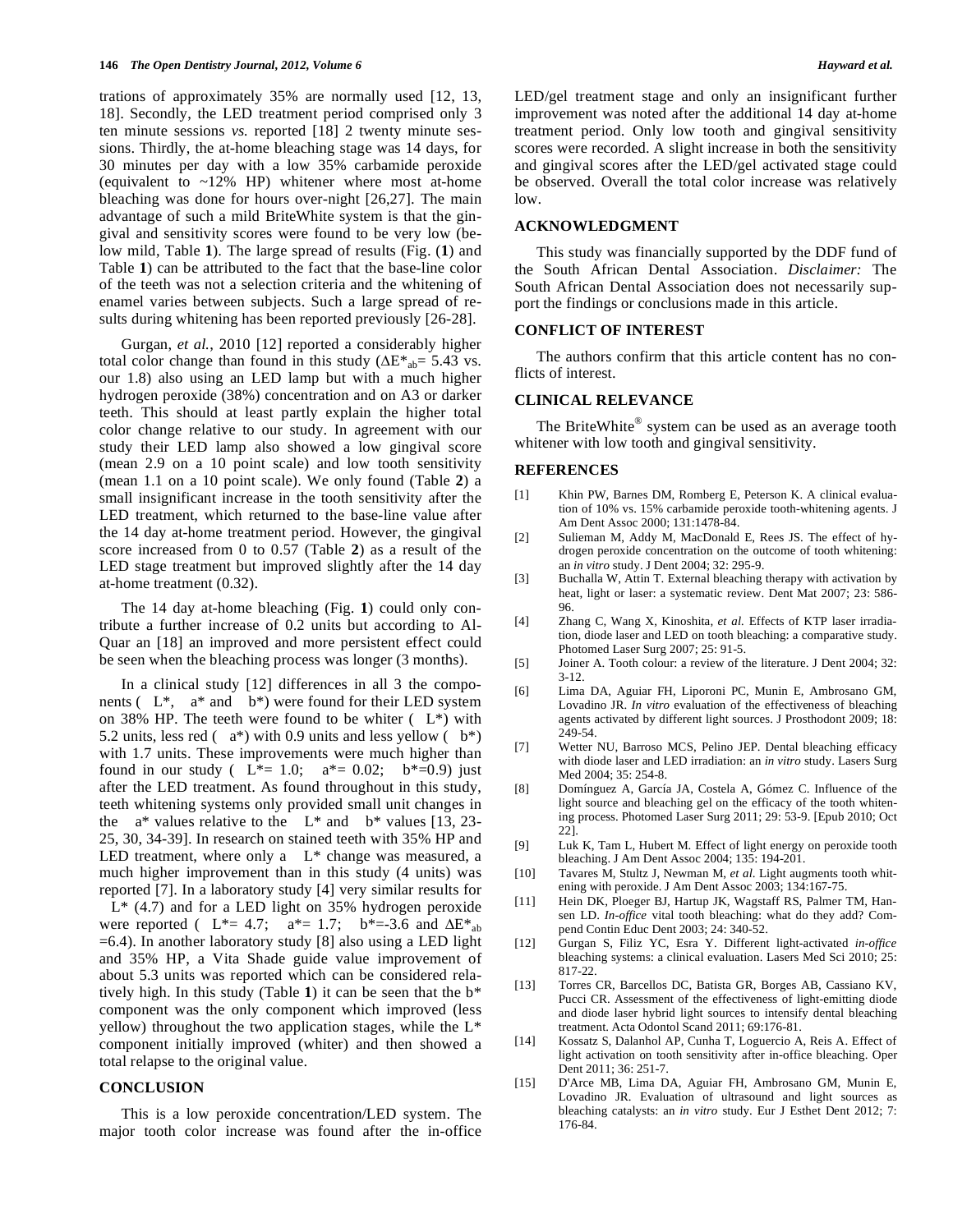trations of approximately 35% are normally used [12, 13, 18]. Secondly, the LED treatment period comprised only 3 ten minute sessions *vs.* reported [18] 2 twenty minute sessions. Thirdly, the at-home bleaching stage was 14 days, for 30 minutes per day with a low 35% carbamide peroxide (equivalent to ~12% HP) whitener where most at-home bleaching was done for hours over-night [26,27]. The main advantage of such a mild BriteWhite system is that the gingival and sensitivity scores were found to be very low (below mild, Table **1**). The large spread of results (Fig. (**1**) and Table **1**) can be attributed to the fact that the base-line color of the teeth was not a selection criteria and the whitening of enamel varies between subjects. Such a large spread of results during whitening has been reported previously [26-28].

Gurgan, *et al.*, 2010 [12] reported a considerably higher total color change than found in this study ($\Delta E^*_{ab}$= 5.43 vs. our 1.8) also using an LED lamp but with a much higher hydrogen peroxide (38%) concentration and on A3 or darker teeth. This should at least partly explain the higher total color change relative to our study. In agreement with our study their LED lamp also showed a low gingival score (mean 2.9 on a 10 point scale) and low tooth sensitivity (mean 1.1 on a 10 point scale). We only found (Table **2**) a small insignificant increase in the tooth sensitivity after the LED treatment, which returned to the base-line value after the 14 day at-home treatment period. However, the gingival score increased from 0 to 0.57 (Table **2**) as a result of the LED stage treatment but improved slightly after the 14 day at-home treatment (0.32).

The 14 day at-home bleaching (Fig. **1**) could only contribute a further increase of 0.2 units but according to Al-Quar an [18] an improved and more persistent effect could be seen when the bleaching process was longer (3 months).

In a clinical study [12] differences in all 3 the components ( L*, a* and b*) were found for their LED system on 38% HP. The teeth were found to be whiter ( L*) with 5.2 units, less red ( a*) with 0.9 units and less yellow ( b*) with 1.7 units. These improvements were much higher than found in our study ( L*= 1.0; a*= 0.02; b*=0.9) just after the LED treatment. As found throughout in this study, teeth whitening systems only provided small unit changes in the a* values relative to the L* and b* values [13, 23-25, 30, 34-39]. In research on stained teeth with 35% HP and LED treatment, where only a L* change was measured, a much higher improvement than in this study (4 units) was reported [7]. In a laboratory study [4] very similar results for L* (4.7) and for a LED light on 35% hydrogen peroxide were reported ( L*= 4.7; a*= 1.7; b*=-3.6 and $\Delta E^*_{ab}$ =6.4). In another laboratory study [8] also using a LED light and 35% HP, a Vita Shade guide value improvement of about 5.3 units was reported which can be considered relatively high. In this study (Table **1**) it can be seen that the b* component was the only component which improved (less yellow) throughout the two application stages, while the L* component initially improved (whiter) and then showed a total relapse to the original value.

## CONCLUSION

This is a low peroxide concentration/LED system. The major tooth color increase was found after the in-office LED/gel treatment stage and only an insignificant further improvement was noted after the additional 14 day at-home treatment period. Only low tooth and gingival sensitivity scores were recorded. A slight increase in both the sensitivity and gingival scores after the LED/gel activated stage could be observed. Overall the total color increase was relatively low.

## ACKNOWLEDGMENT

This study was financially supported by the DDF fund of the South African Dental Association. *Disclaimer:* The South African Dental Association does not necessarily support the findings or conclusions made in this article.

## CONFLICT OF INTEREST

The authors confirm that this article content has no conflicts of interest.

## CLINICAL RELEVANCE

The BriteWhite® system can be used as an average tooth whitener with low tooth and gingival sensitivity.

## REFERENCES

[1] Khin PW, Barnes DM, Romberg E, Peterson K. A clinical evaluation of 10% vs. 15% carbamide peroxide tooth-whitening agents. J Am Dent Assoc 2000; 131:1478-84.

[2] Sulieman M, Addy M, MacDonald E, Rees JS. The effect of hydrogen peroxide concentration on the outcome of tooth whitening: an *in vitro* study. J Dent 2004; 32: 295-9.

[3] Buchalla W, Attin T. External bleaching therapy with activation by heat, light or laser: a systematic review. Dent Mat 2007; 23: 586-96.

[4] Zhang C, Wang X, Kinoshita, *et al.* Effects of KTP laser irradiation, diode laser and LED on tooth bleaching: a comparative study. Photomed Laser Surg 2007; 25: 91-5.

[5] Joiner A. Tooth colour: a review of the literature. J Dent 2004; 32: 3-12.

[6] Lima DA, Aguiar FH, Liporoni PC, Munin E, Ambrosano GM, Lovadino JR. *In vitro* evaluation of the effectiveness of bleaching agents activated by different light sources. J Prosthodont 2009; 18: 249-54.

[7] Wetter NU, Barroso MCS, Pelino JEP. Dental bleaching efficacy with diode laser and LED irradiation: an *in vitro* study. Lasers Surg Med 2004; 35: 254-8.

[8] Domínguez A, García JA, Costela A, Gómez C. Influence of the light source and bleaching gel on the efficacy of the tooth whitening process. Photomed Laser Surg 2011; 29: 53-9. [Epub 2010; Oct 22].

[9] Luk K, Tam L, Hubert M. Effect of light energy on peroxide tooth bleaching. J Am Dent Assoc 2004; 135: 194-201.

[10] Tavares M, Stultz J, Newman M, *et al.* Light augments tooth whitening with peroxide. J Am Dent Assoc 2003; 134:167-75.

[11] Hein DK, Ploeger BJ, Hartup JK, Wagstaff RS, Palmer TM, Hansen LD. *In-office* vital tooth bleaching: what do they add? Compend Contin Educ Dent 2003; 24: 340-52.

[12] Gurgan S, Filiz YC, Esra Y. Different light-activated *in-office* bleaching systems: a clinical evaluation. Lasers Med Sci 2010; 25: 817-22.

[13] Torres CR, Barcellos DC, Batista GR, Borges AB, Cassiano KV, Pucci CR. Assessment of the effectiveness of light-emitting diode and diode laser hybrid light sources to intensify dental bleaching treatment. Acta Odontol Scand 2011; 69:176-81.

[14] Kossatz S, Dalanhol AP, Cunha T, Loguercio A, Reis A. Effect of light activation on tooth sensitivity after in-office bleaching. Oper Dent 2011; 36: 251-7.

[15] D'Arce MB, Lima DA, Aguiar FH, Ambrosano GM, Munin E, Lovadino JR. Evaluation of ultrasound and light sources as bleaching catalysts: an *in vitro* study. Eur J Esthet Dent 2012; 7: 176-84.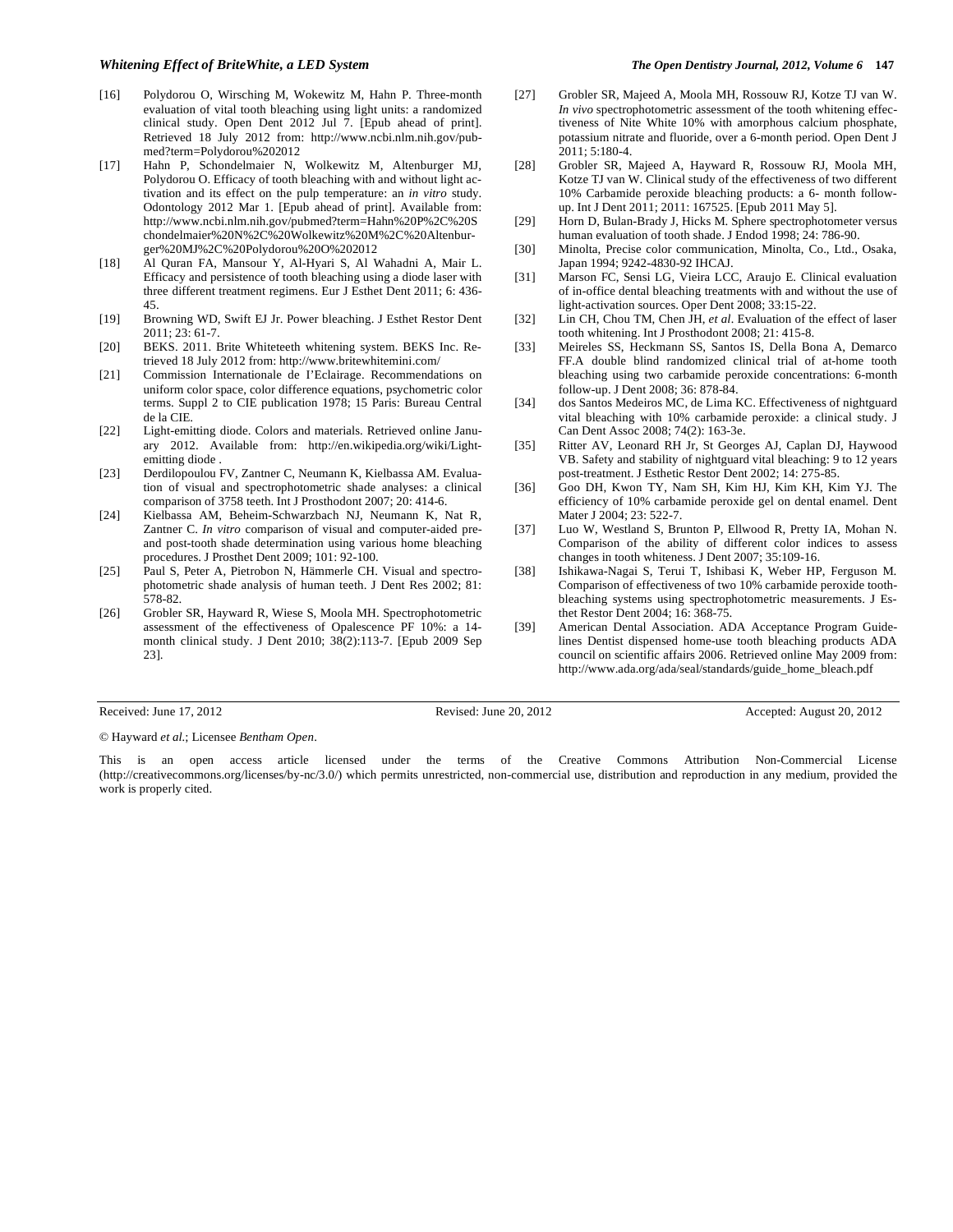[16] Polydorou O, Wirsching M, Wokewitz M, Hahn P. Three-month evaluation of vital tooth bleaching using light units: a randomized clinical study. Open Dent 2012 Jul 7. [Epub ahead of print]. Retrieved 18 July 2012 from: http://www.ncbi.nlm.nih.gov/pubmed?term=Polydorou%202012

[17] Hahn P, Schondelmaier N, Wolkewitz M, Altenburger MJ, Polydorou O. Efficacy of tooth bleaching with and without light activation and its effect on the pulp temperature: an *in vitro* study. Odontology 2012 Mar 1. [Epub ahead of print]. Available from: http://www.ncbi.nlm.nih.gov/pubmed?term=Hahn%20P%2C%20Schondelmaier%20N%2C%20Wolkewitz%20M%2C%20Altenburger%20MJ%2C%20Polydorou%20O%202012

[18] Al Quran FA, Mansour Y, Al-Hyari S, Al Wahadni A, Mair L. Efficacy and persistence of tooth bleaching using a diode laser with three different treatment regimens. Eur J Esthet Dent 2011; 6: 436-45.

[19] Browning WD, Swift EJ Jr. Power bleaching. J Esthet Restor Dent 2011; 23: 61-7.

[20] BEKS. 2011. Brite Whiteteeth whitening system. BEKS Inc. Retrieved 18 July 2012 from: http://www.britewhitemini.com/

[21] Commission Internationale de I'Eclairage. Recommendations on uniform color space, color difference equations, psychometric color terms. Suppl 2 to CIE publication 1978; 15 Paris: Bureau Central de la CIE.

[22] Light-emitting diode. Colors and materials. Retrieved online January 2012. Available from: http://en.wikipedia.org/wiki/Light-emitting diode .

[23] Derdilopoulou FV, Zantner C, Neumann K, Kielbassa AM. Evaluation of visual and spectrophotometric shade analyses: a clinical comparison of 3758 teeth. Int J Prosthodont 2007; 20: 414-6.

[24] Kielbassa AM, Beheim-Schwarzbach NJ, Neumann K, Nat R, Zantner C. *In vitro* comparison of visual and computer-aided pre- and post-tooth shade determination using various home bleaching procedures. J Prosthet Dent 2009; 101: 92-100.

[25] Paul S, Peter A, Pietrobon N, Hämmerle CH. Visual and spectrophotometric shade analysis of human teeth. J Dent Res 2002; 81: 578-82.

[26] Grobler SR, Hayward R, Wiese S, Moola MH. Spectrophotometric assessment of the effectiveness of Opalescence PF 10%: a 14-month clinical study. J Dent 2010; 38(2):113-7. [Epub 2009 Sep 23].

[27] Grobler SR, Majeed A, Moola MH, Rossouw RJ, Kotze TJ van W. *In vivo* spectrophotometric assessment of the tooth whitening effectiveness of Nite White 10% with amorphous calcium phosphate, potassium nitrate and fluoride, over a 6-month period. Open Dent J 2011; 5:180-4.

[28] Grobler SR, Majeed A, Hayward R, Rossouw RJ, Moola MH, Kotze TJ van W. Clinical study of the effectiveness of two different 10% Carbamide peroxide bleaching products: a 6- month follow-up. Int J Dent 2011; 2011: 167525. [Epub 2011 May 5].

[29] Horn D, Bulan-Brady J, Hicks M. Sphere spectrophotometer versus human evaluation of tooth shade. J Endod 1998; 24: 786-90.

[30] Minolta, Precise color communication, Minolta, Co., Ltd., Osaka, Japan 1994; 9242-4830-92 IHCAJ.

[31] Marson FC, Sensi LG, Vieira LCC, Araujo E. Clinical evaluation of in-office dental bleaching treatments with and without the use of light-activation sources. Oper Dent 2008; 33:15-22.

[32] Lin CH, Chou TM, Chen JH, *et al*. Evaluation of the effect of laser tooth whitening. Int J Prosthodont 2008; 21: 415-8.

[33] Meireles SS, Heckmann SS, Santos IS, Della Bona A, Demarco FF.A double blind randomized clinical trial of at-home tooth bleaching using two carbamide peroxide concentrations: 6-month follow-up. J Dent 2008; 36: 878-84.

[34] dos Santos Medeiros MC, de Lima KC. Effectiveness of nightguard vital bleaching with 10% carbamide peroxide: a clinical study. J Can Dent Assoc 2008; 74(2): 163-3e.

[35] Ritter AV, Leonard RH Jr, St Georges AJ, Caplan DJ, Haywood VB. Safety and stability of nightguard vital bleaching: 9 to 12 years post-treatment. J Esthetic Restor Dent 2002; 14: 275-85.

[36] Goo DH, Kwon TY, Nam SH, Kim HJ, Kim KH, Kim YJ. The efficiency of 10% carbamide peroxide gel on dental enamel. Dent Mater J 2004; 23: 522-7.

[37] Luo W, Westland S, Brunton P, Ellwood R, Pretty IA, Mohan N. Comparison of the ability of different color indices to assess changes in tooth whiteness. J Dent 2007; 35:109-16.

[38] Ishikawa-Nagai S, Terui T, Ishibasi K, Weber HP, Ferguson M. Comparison of effectiveness of two 10% carbamide peroxide tooth-bleaching systems using spectrophotometric measurements. J Esthet Restor Dent 2004; 16: 368-75.

[39] American Dental Association. ADA Acceptance Program Guidelines Dentist dispensed home-use tooth bleaching products ADA council on scientific affairs 2006. Retrieved online May 2009 from: http://www.ada.org/ada/seal/standards/guide_home_bleach.pdf

Received: June 17, 2012 Revised: June 20, 2012 Accepted: August 20, 2012

© Hayward *et al*.; Licensee *Bentham Open*.

This is an open access article licensed under the terms of the Creative Commons Attribution Non-Commercial License (http://creativecommons.org/licenses/by-nc/3.0/) which permits unrestricted, non-commercial use, distribution and reproduction in any medium, provided the work is properly cited.